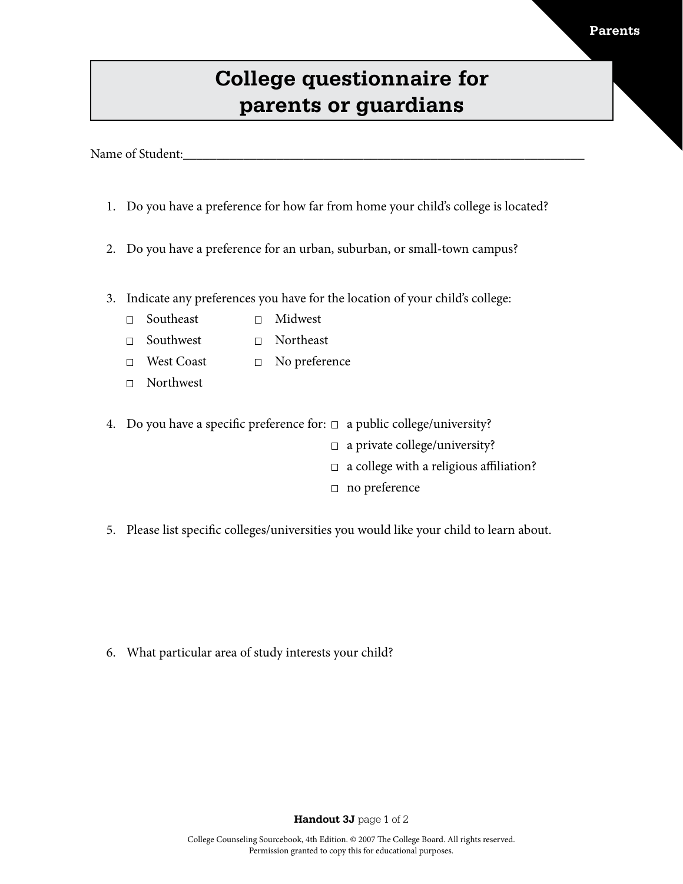# College questionnaire for parents or guardians

Name of Student:________________________________________________________________

1. Do you have a preference for how far from home your child's college is located?

2. Do you have a preference for an urban, suburban, or small-town campus?

3. Indicate any preferences you have for the location of your child's college:
   - ☐ Southeast
   - ☐ Southwest
   - ☐ West Coast
   - ☐ Northwest
   - ☐ Midwest
   - ☐ Northeast
   - ☐ No preference

4. Do you have a specific preference for:
   - ☐ a public college/university?
   - ☐ a private college/university?
   - ☐ a college with a religious affiliation?
   - ☐ no preference

5. Please list specific colleges/universities you would like your child to learn about.

6. What particular area of study interests your child?

**Handout 3J** page 1 of 2

College Counseling Sourcebook, 4th Edition. © 2007 The College Board. All rights reserved.
Permission granted to copy this for educational purposes.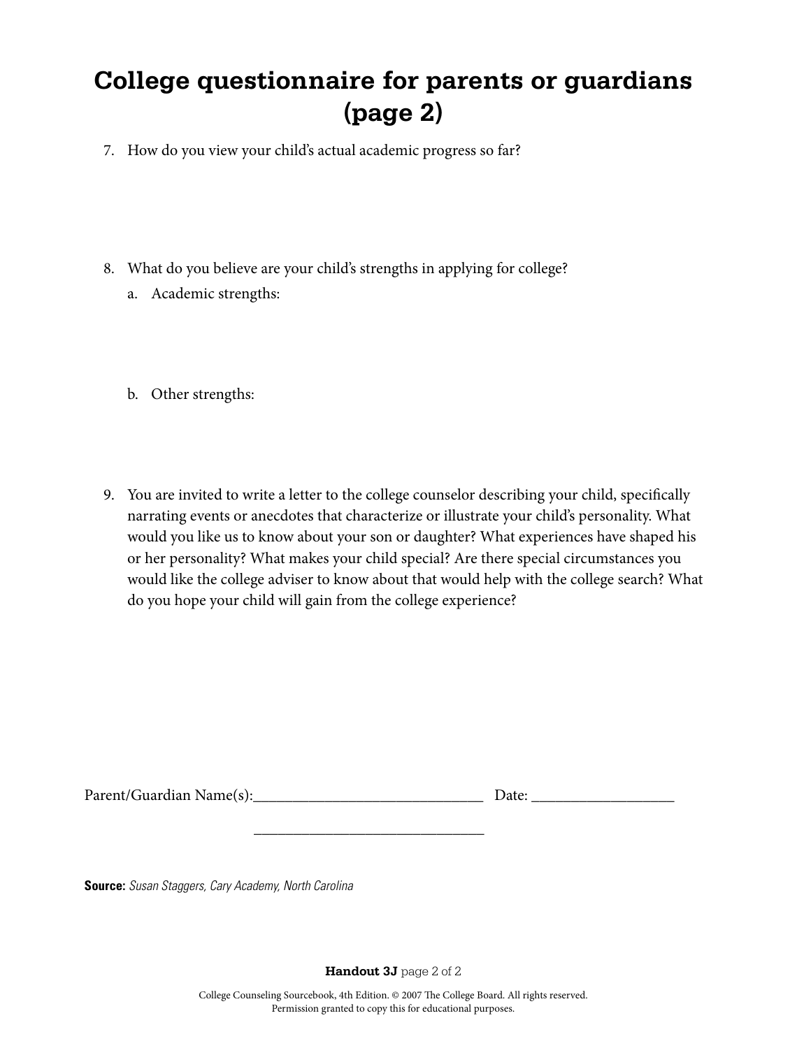# College questionnaire for parents or guardians (page 2)

7. How do you view your child's actual academic progress so far?

8. What do you believe are your child's strengths in applying for college?
   a. Academic strengths:

   b. Other strengths:

9. You are invited to write a letter to the college counselor describing your child, specifically narrating events or anecdotes that characterize or illustrate your child's personality. What would you like us to know about your son or daughter? What experiences have shaped his or her personality? What makes your child special? Are there special circumstances you would like the college adviser to know about that would help with the college search? What do you hope your child will gain from the college experience?

Parent/Guardian Name(s):_____________________________ Date: __________________

_____________________________

**Source:** *Susan Staggers, Cary Academy, North Carolina*

**Handout 3J**

College Counseling Sourcebook, 4th Edition. © 2007 The College Board. All rights reserved.
Permission granted to copy this for educational purposes.